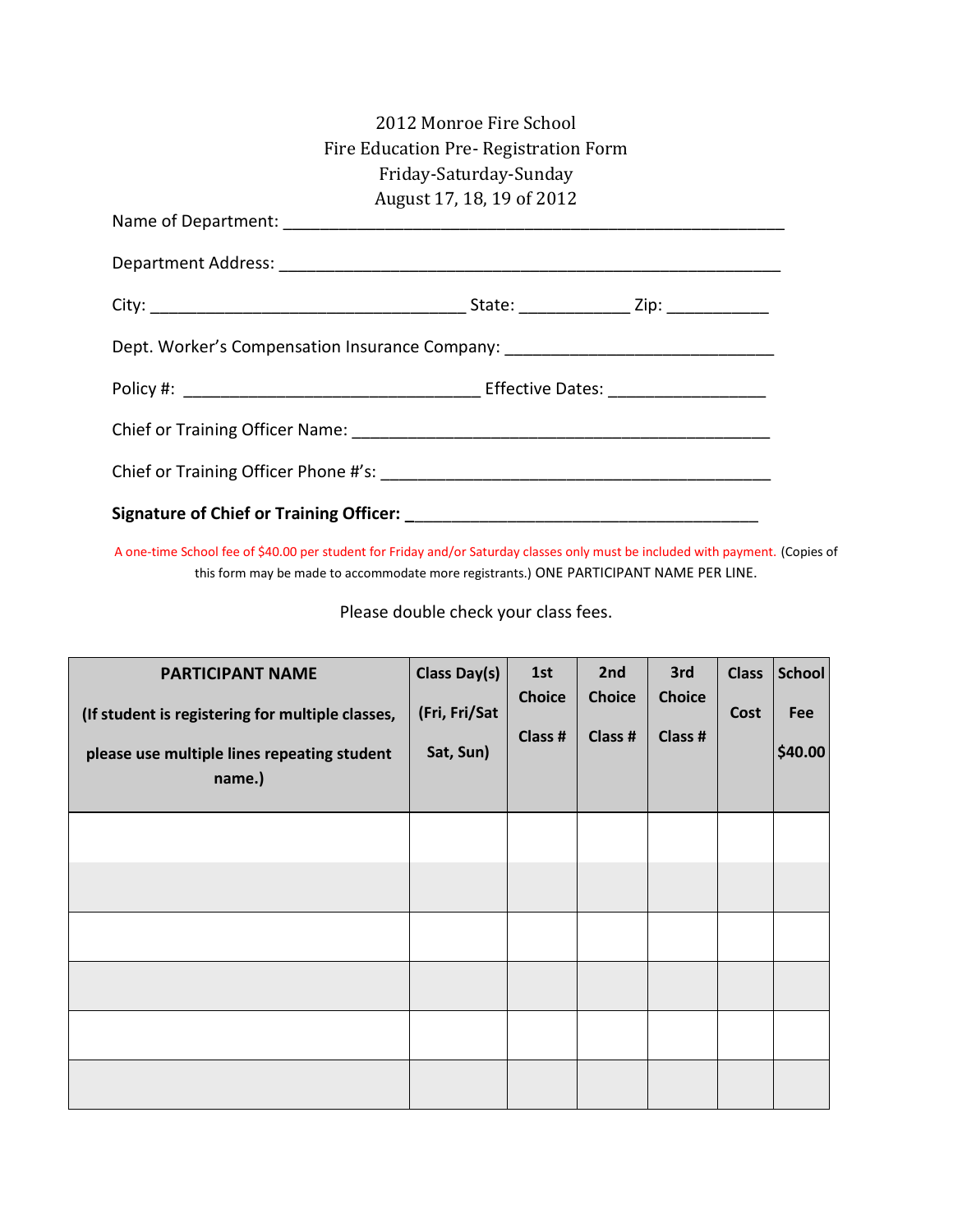2012 Monroe Fire School
Fire Education Pre- Registration Form
Friday-Saturday-Sunday
August 17, 18, 19 of 2012

Name of Department: _______________________________________________________

Department Address: _______________________________________________________

City: ___________________________________ State: ____________ Zip: ___________

Dept. Worker's Compensation Insurance Company: ______________________________

Policy #: _________________________________ Effective Dates: _________________

Chief or Training Officer Name: _______________________________________________

Chief or Training Officer Phone #'s: ____________________________________________

**Signature of Chief or Training Officer: _______________________________________**

A one-time School fee of $40.00 per student for Friday and/or Saturday classes only must be included with payment. (Copies of this form may be made to accommodate more registrants.) ONE PARTICIPANT NAME PER LINE.

Please double check your class fees.

| PARTICIPANT NAME (If student is registering for multiple classes, please use multiple lines repeating student name.) | Class Day(s) (Fri, Fri/Sat Sat, Sun) | 1st Choice Class # | 2nd Choice Class # | 3rd Choice Class # | Class Cost | School Fee $40.00 |
|---|---|---|---|---|---|---|
| | | | | | | |
| | | | | | | |
| | | | | | | |
| | | | | | | |
| | | | | | | |
| | | | | | | |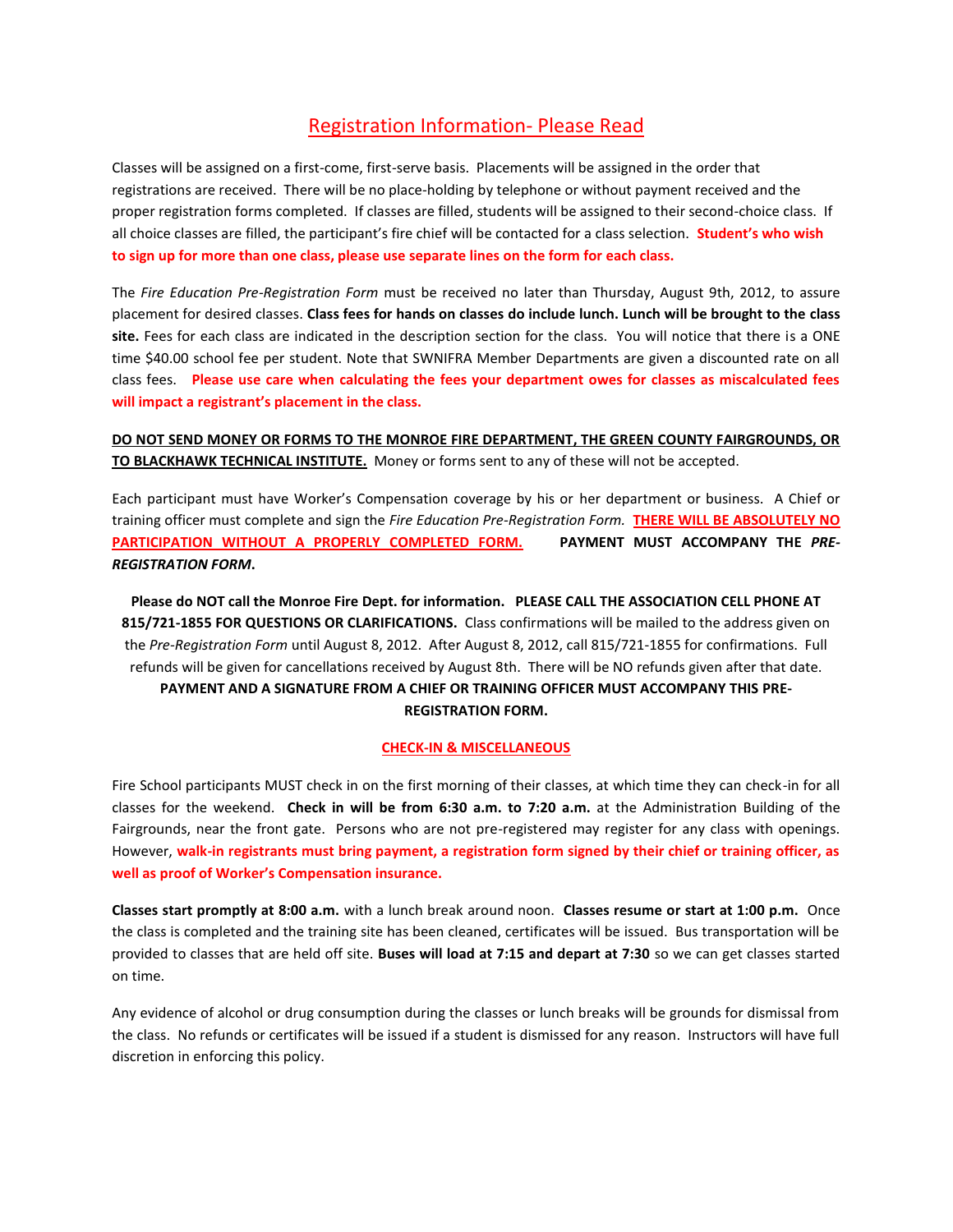## Registration Information- Please Read

Classes will be assigned on a first-come, first-serve basis. Placements will be assigned in the order that registrations are received. There will be no place-holding by telephone or without payment received and the proper registration forms completed. If classes are filled, students will be assigned to their second-choice class. If all choice classes are filled, the participant's fire chief will be contacted for a class selection. **Student's who wish to sign up for more than one class, please use separate lines on the form for each class.**

The *Fire Education Pre-Registration Form* must be received no later than Thursday, August 9th, 2012, to assure placement for desired classes. **Class fees for hands on classes do include lunch. Lunch will be brought to the class site.** Fees for each class are indicated in the description section for the class. You will notice that there is a ONE time $40.00 school fee per student. Note that SWNIFRA Member Departments are given a discounted rate on all class fees. **Please use care when calculating the fees your department owes for classes as miscalculated fees will impact a registrant's placement in the class.**

**DO NOT SEND MONEY OR FORMS TO THE MONROE FIRE DEPARTMENT, THE GREEN COUNTY FAIRGROUNDS, OR TO BLACKHAWK TECHNICAL INSTITUTE.** Money or forms sent to any of these will not be accepted.

Each participant must have Worker's Compensation coverage by his or her department or business. A Chief or training officer must complete and sign the *Fire Education Pre-Registration Form.* **THERE WILL BE ABSOLUTELY NO PARTICIPATION WITHOUT A PROPERLY COMPLETED FORM.** **PAYMENT MUST ACCOMPANY THE *PRE-REGISTRATION FORM*.**

**Please do NOT call the Monroe Fire Dept. for information. PLEASE CALL THE ASSOCIATION CELL PHONE AT 815/721-1855 FOR QUESTIONS OR CLARIFICATIONS.** Class confirmations will be mailed to the address given on the *Pre-Registration Form* until August 8, 2012. After August 8, 2012, call 815/721-1855 for confirmations. Full refunds will be given for cancellations received by August 8th. There will be NO refunds given after that date. **PAYMENT AND A SIGNATURE FROM A CHIEF OR TRAINING OFFICER MUST ACCOMPANY THIS PRE-REGISTRATION FORM.**

### CHECK-IN & MISCELLANEOUS

Fire School participants MUST check in on the first morning of their classes, at which time they can check-in for all classes for the weekend. **Check in will be from 6:30 a.m. to 7:20 a.m.** at the Administration Building of the Fairgrounds, near the front gate. Persons who are not pre-registered may register for any class with openings. However, **walk-in registrants must bring payment, a registration form signed by their chief or training officer, as well as proof of Worker's Compensation insurance.**

**Classes start promptly at 8:00 a.m.** with a lunch break around noon. **Classes resume or start at 1:00 p.m.** Once the class is completed and the training site has been cleaned, certificates will be issued. Bus transportation will be provided to classes that are held off site. **Buses will load at 7:15 and depart at 7:30** so we can get classes started on time.

Any evidence of alcohol or drug consumption during the classes or lunch breaks will be grounds for dismissal from the class. No refunds or certificates will be issued if a student is dismissed for any reason. Instructors will have full discretion in enforcing this policy.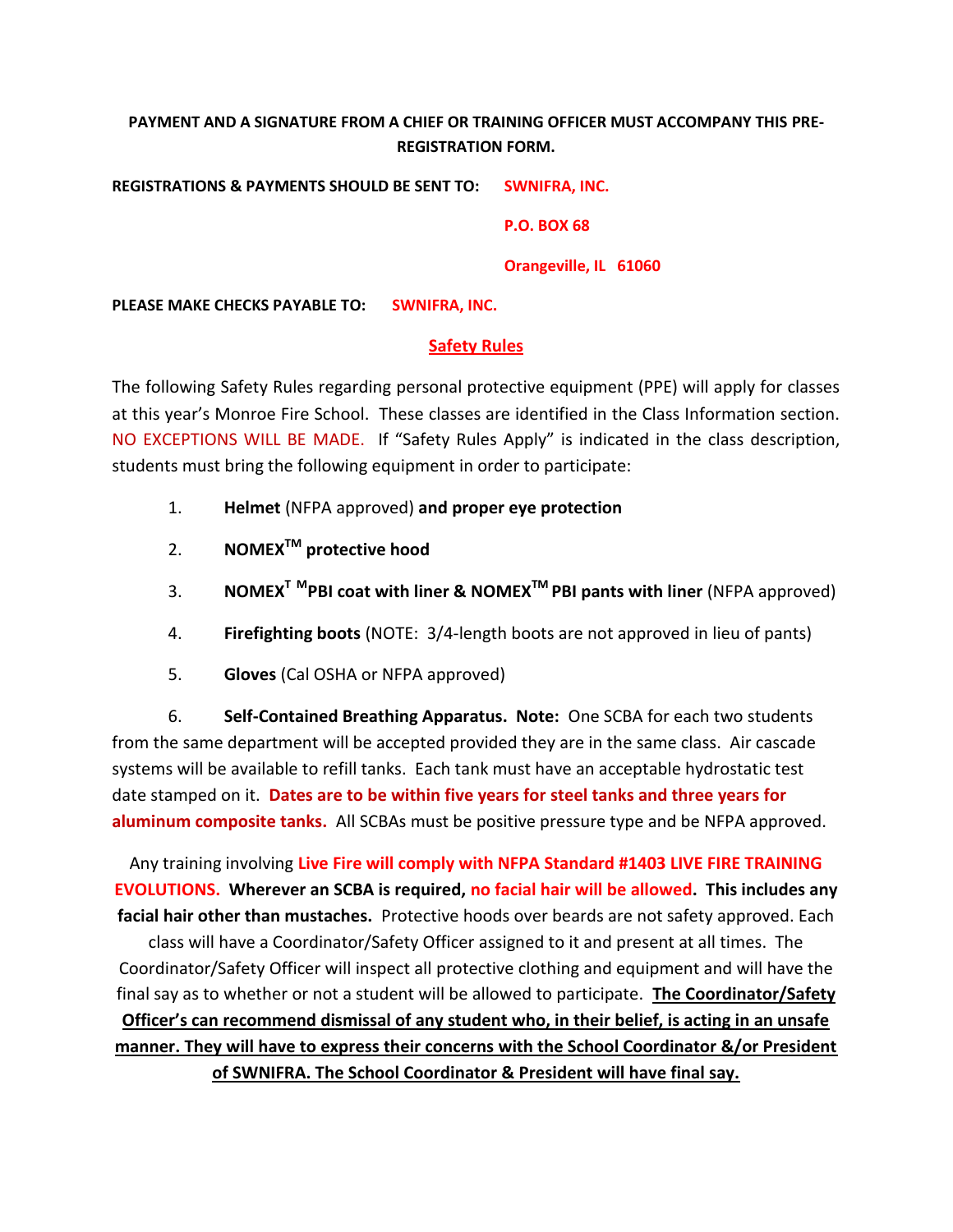**PAYMENT AND A SIGNATURE FROM A CHIEF OR TRAINING OFFICER MUST ACCOMPANY THIS PRE-REGISTRATION FORM.**

**REGISTRATIONS & PAYMENTS SHOULD BE SENT TO:** **SWNIFRA, INC.**

**P.O. BOX 68**

**Orangeville, IL 61060**

**PLEASE MAKE CHECKS PAYABLE TO:** **SWNIFRA, INC.**

## Safety Rules

The following Safety Rules regarding personal protective equipment (PPE) will apply for classes at this year's Monroe Fire School. These classes are identified in the Class Information section. NO EXCEPTIONS WILL BE MADE. If "Safety Rules Apply" is indicated in the class description, students must bring the following equipment in order to participate:

1. **Helmet** (NFPA approved) **and proper eye protection**
2. **NOMEX™ protective hood**
3. **NOMEX™PBI coat with liner & NOMEX™ PBI pants with liner** (NFPA approved)
4. **Firefighting boots** (NOTE: 3/4-length boots are not approved in lieu of pants)
5. **Gloves** (Cal OSHA or NFPA approved)
6. **Self-Contained Breathing Apparatus. Note:** One SCBA for each two students from the same department will be accepted provided they are in the same class. Air cascade systems will be available to refill tanks. Each tank must have an acceptable hydrostatic test date stamped on it. **Dates are to be within five years for steel tanks and three years for aluminum composite tanks.** All SCBAs must be positive pressure type and be NFPA approved.

Any training involving **Live Fire will comply with NFPA Standard #1403 LIVE FIRE TRAINING EVOLUTIONS. Wherever an SCBA is required, no facial hair will be allowed. This includes any facial hair other than mustaches.** Protective hoods over beards are not safety approved. Each class will have a Coordinator/Safety Officer assigned to it and present at all times. The Coordinator/Safety Officer will inspect all protective clothing and equipment and will have the final say as to whether or not a student will be allowed to participate. **The Coordinator/Safety Officer's can recommend dismissal of any student who, in their belief, is acting in an unsafe manner. They will have to express their concerns with the School Coordinator &/or President of SWNIFRA. The School Coordinator & President will have final say.**